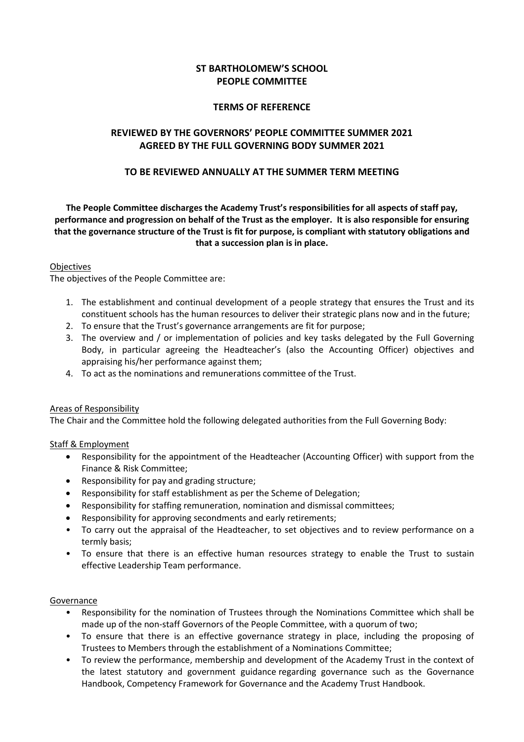# ST BARTHOLOMEW'S SCHOOL
# PEOPLE COMMITTEE

## TERMS OF REFERENCE

### REVIEWED BY THE GOVERNORS' PEOPLE COMMITTEE SUMMER 2021
### AGREED BY THE FULL GOVERNING BODY SUMMER 2021

### TO BE REVIEWED ANNUALLY AT THE SUMMER TERM MEETING

**The People Committee discharges the Academy Trust's responsibilities for all aspects of staff pay, performance and progression on behalf of the Trust as the employer. It is also responsible for ensuring that the governance structure of the Trust is fit for purpose, is compliant with statutory obligations and that a succession plan is in place.**

<u>Objectives</u>

The objectives of the People Committee are:

1. The establishment and continual development of a people strategy that ensures the Trust and its constituent schools has the human resources to deliver their strategic plans now and in the future;
2. To ensure that the Trust's governance arrangements are fit for purpose;
3. The overview and / or implementation of policies and key tasks delegated by the Full Governing Body, in particular agreeing the Headteacher's (also the Accounting Officer) objectives and appraising his/her performance against them;
4. To act as the nominations and remunerations committee of the Trust.

<u>Areas of Responsibility</u>

The Chair and the Committee hold the following delegated authorities from the Full Governing Body:

<u>Staff & Employment</u>

- Responsibility for the appointment of the Headteacher (Accounting Officer) with support from the Finance & Risk Committee;
- Responsibility for pay and grading structure;
- Responsibility for staff establishment as per the Scheme of Delegation;
- Responsibility for staffing remuneration, nomination and dismissal committees;
- Responsibility for approving secondments and early retirements;
- To carry out the appraisal of the Headteacher, to set objectives and to review performance on a termly basis;
- To ensure that there is an effective human resources strategy to enable the Trust to sustain effective Leadership Team performance.

<u>Governance</u>

- Responsibility for the nomination of Trustees through the Nominations Committee which shall be made up of the non-staff Governors of the People Committee, with a quorum of two;
- To ensure that there is an effective governance strategy in place, including the proposing of Trustees to Members through the establishment of a Nominations Committee;
- To review the performance, membership and development of the Academy Trust in the context of the latest statutory and government guidance regarding governance such as the Governance Handbook, Competency Framework for Governance and the Academy Trust Handbook.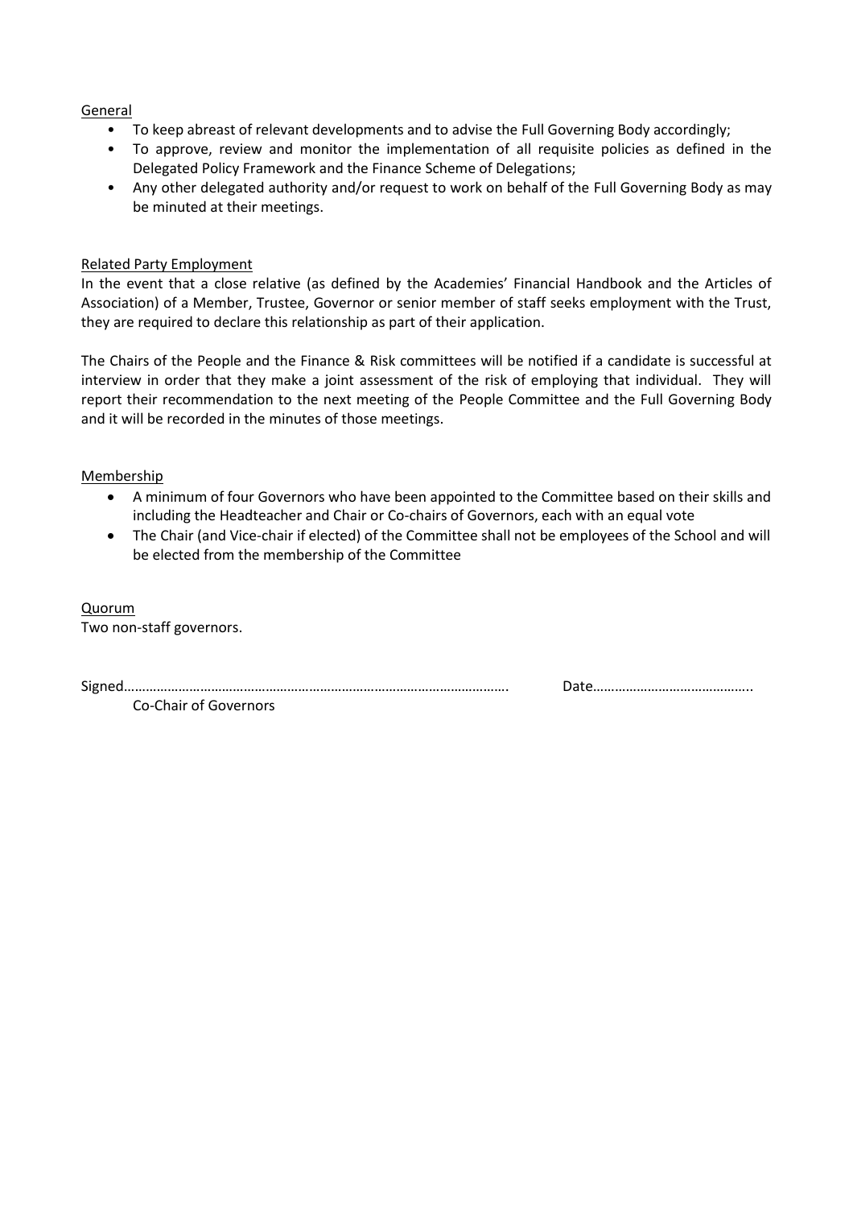General

- To keep abreast of relevant developments and to advise the Full Governing Body accordingly;
- To approve, review and monitor the implementation of all requisite policies as defined in the Delegated Policy Framework and the Finance Scheme of Delegations;
- Any other delegated authority and/or request to work on behalf of the Full Governing Body as may be minuted at their meetings.

Related Party Employment

In the event that a close relative (as defined by the Academies' Financial Handbook and the Articles of Association) of a Member, Trustee, Governor or senior member of staff seeks employment with the Trust, they are required to declare this relationship as part of their application.

The Chairs of the People and the Finance & Risk committees will be notified if a candidate is successful at interview in order that they make a joint assessment of the risk of employing that individual. They will report their recommendation to the next meeting of the People Committee and the Full Governing Body and it will be recorded in the minutes of those meetings.

Membership

- A minimum of four Governors who have been appointed to the Committee based on their skills and including the Headteacher and Chair or Co-chairs of Governors, each with an equal vote
- The Chair (and Vice-chair if elected) of the Committee shall not be employees of the School and will be elected from the membership of the Committee

Quorum

Two non-staff governors.

Signed………………………………………………………………………………………… Date……………………………………..

Co-Chair of Governors